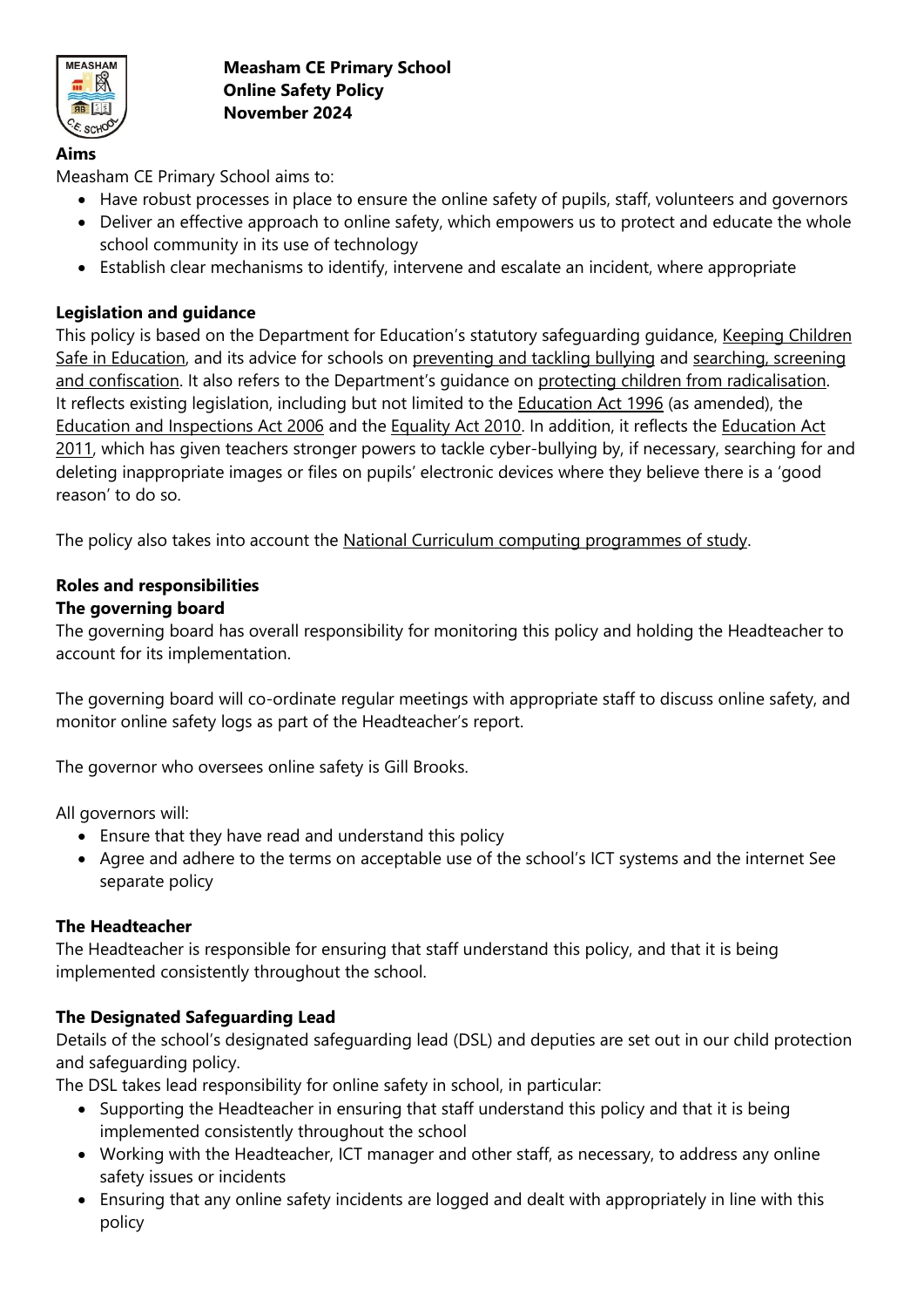# Measham CE Primary School
# Online Safety Policy
# November 2024

## Aims

Measham CE Primary School aims to:

- Have robust processes in place to ensure the online safety of pupils, staff, volunteers and governors
- Deliver an effective approach to online safety, which empowers us to protect and educate the whole school community in its use of technology
- Establish clear mechanisms to identify, intervene and escalate an incident, where appropriate

## Legislation and guidance

This policy is based on the Department for Education's statutory safeguarding guidance, Keeping Children Safe in Education, and its advice for schools on preventing and tackling bullying and searching, screening and confiscation. It also refers to the Department's guidance on protecting children from radicalisation. It reflects existing legislation, including but not limited to the Education Act 1996 (as amended), the Education and Inspections Act 2006 and the Equality Act 2010. In addition, it reflects the Education Act 2011, which has given teachers stronger powers to tackle cyber-bullying by, if necessary, searching for and deleting inappropriate images or files on pupils' electronic devices where they believe there is a 'good reason' to do so.

The policy also takes into account the National Curriculum computing programmes of study.

## Roles and responsibilities

### The governing board

The governing board has overall responsibility for monitoring this policy and holding the Headteacher to account for its implementation.

The governing board will co-ordinate regular meetings with appropriate staff to discuss online safety, and monitor online safety logs as part of the Headteacher's report.

The governor who oversees online safety is Gill Brooks.

All governors will:

- Ensure that they have read and understand this policy
- Agree and adhere to the terms on acceptable use of the school's ICT systems and the internet See separate policy

### The Headteacher

The Headteacher is responsible for ensuring that staff understand this policy, and that it is being implemented consistently throughout the school.

### The Designated Safeguarding Lead

Details of the school's designated safeguarding lead (DSL) and deputies are set out in our child protection and safeguarding policy.

The DSL takes lead responsibility for online safety in school, in particular:

- Supporting the Headteacher in ensuring that staff understand this policy and that it is being implemented consistently throughout the school
- Working with the Headteacher, ICT manager and other staff, as necessary, to address any online safety issues or incidents
- Ensuring that any online safety incidents are logged and dealt with appropriately in line with this policy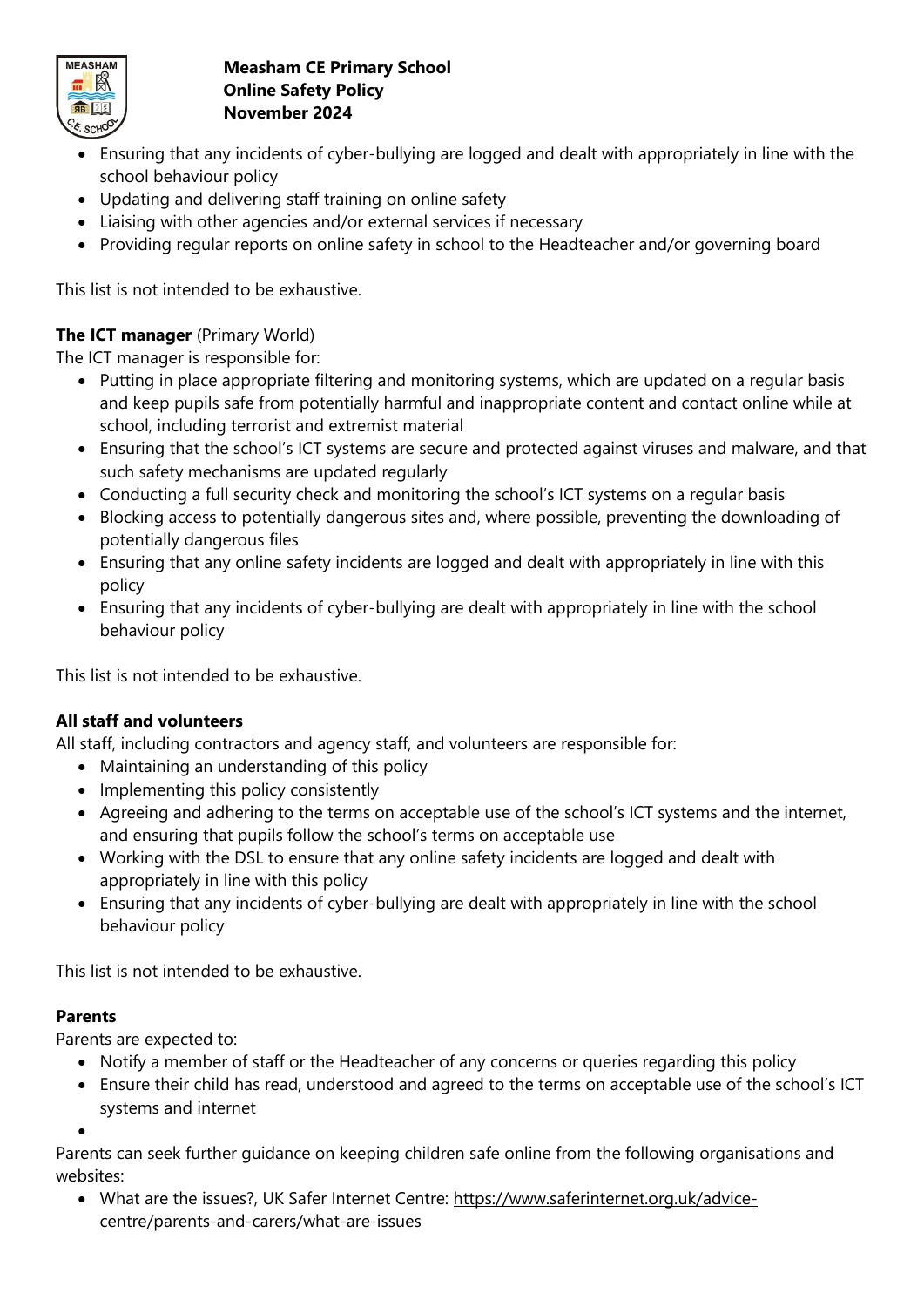- Ensuring that any incidents of cyber-bullying are logged and dealt with appropriately in line with the school behaviour policy
- Updating and delivering staff training on online safety
- Liaising with other agencies and/or external services if necessary
- Providing regular reports on online safety in school to the Headteacher and/or governing board

This list is not intended to be exhaustive.

**The ICT manager** (Primary World)

The ICT manager is responsible for:

- Putting in place appropriate filtering and monitoring systems, which are updated on a regular basis and keep pupils safe from potentially harmful and inappropriate content and contact online while at school, including terrorist and extremist material
- Ensuring that the school's ICT systems are secure and protected against viruses and malware, and that such safety mechanisms are updated regularly
- Conducting a full security check and monitoring the school's ICT systems on a regular basis
- Blocking access to potentially dangerous sites and, where possible, preventing the downloading of potentially dangerous files
- Ensuring that any online safety incidents are logged and dealt with appropriately in line with this policy
- Ensuring that any incidents of cyber-bullying are dealt with appropriately in line with the school behaviour policy

This list is not intended to be exhaustive.

**All staff and volunteers**

All staff, including contractors and agency staff, and volunteers are responsible for:

- Maintaining an understanding of this policy
- Implementing this policy consistently
- Agreeing and adhering to the terms on acceptable use of the school's ICT systems and the internet, and ensuring that pupils follow the school's terms on acceptable use
- Working with the DSL to ensure that any online safety incidents are logged and dealt with appropriately in line with this policy
- Ensuring that any incidents of cyber-bullying are dealt with appropriately in line with the school behaviour policy

This list is not intended to be exhaustive.

**Parents**

Parents are expected to:

- Notify a member of staff or the Headteacher of any concerns or queries regarding this policy
- Ensure their child has read, understood and agreed to the terms on acceptable use of the school's ICT systems and internet

Parents can seek further guidance on keeping children safe online from the following organisations and websites:

- What are the issues?, UK Safer Internet Centre: https://www.saferinternet.org.uk/advice-centre/parents-and-carers/what-are-issues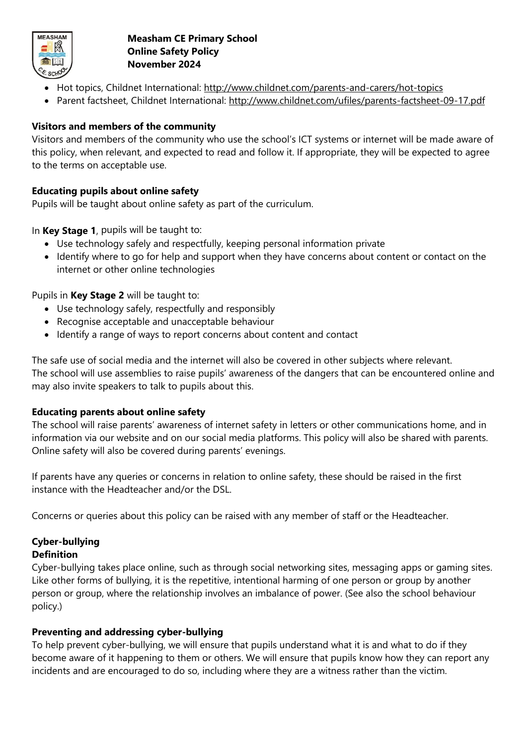- Hot topics, Childnet International: http://www.childnet.com/parents-and-carers/hot-topics
- Parent factsheet, Childnet International: http://www.childnet.com/ufiles/parents-factsheet-09-17.pdf

**Visitors and members of the community**

Visitors and members of the community who use the school's ICT systems or internet will be made aware of this policy, when relevant, and expected to read and follow it. If appropriate, they will be expected to agree to the terms on acceptable use.

**Educating pupils about online safety**

Pupils will be taught about online safety as part of the curriculum.

In **Key Stage 1**, pupils will be taught to:

- Use technology safely and respectfully, keeping personal information private
- Identify where to go for help and support when they have concerns about content or contact on the internet or other online technologies

Pupils in **Key Stage 2** will be taught to:

- Use technology safely, respectfully and responsibly
- Recognise acceptable and unacceptable behaviour
- Identify a range of ways to report concerns about content and contact

The safe use of social media and the internet will also be covered in other subjects where relevant.
The school will use assemblies to raise pupils' awareness of the dangers that can be encountered online and may also invite speakers to talk to pupils about this.

**Educating parents about online safety**

The school will raise parents' awareness of internet safety in letters or other communications home, and in information via our website and on our social media platforms. This policy will also be shared with parents. Online safety will also be covered during parents' evenings.

If parents have any queries or concerns in relation to online safety, these should be raised in the first instance with the Headteacher and/or the DSL.

Concerns or queries about this policy can be raised with any member of staff or the Headteacher.

**Cyber-bullying**

**Definition**

Cyber-bullying takes place online, such as through social networking sites, messaging apps or gaming sites. Like other forms of bullying, it is the repetitive, intentional harming of one person or group by another person or group, where the relationship involves an imbalance of power. (See also the school behaviour policy.)

**Preventing and addressing cyber-bullying**

To help prevent cyber-bullying, we will ensure that pupils understand what it is and what to do if they become aware of it happening to them or others. We will ensure that pupils know how they can report any incidents and are encouraged to do so, including where they are a witness rather than the victim.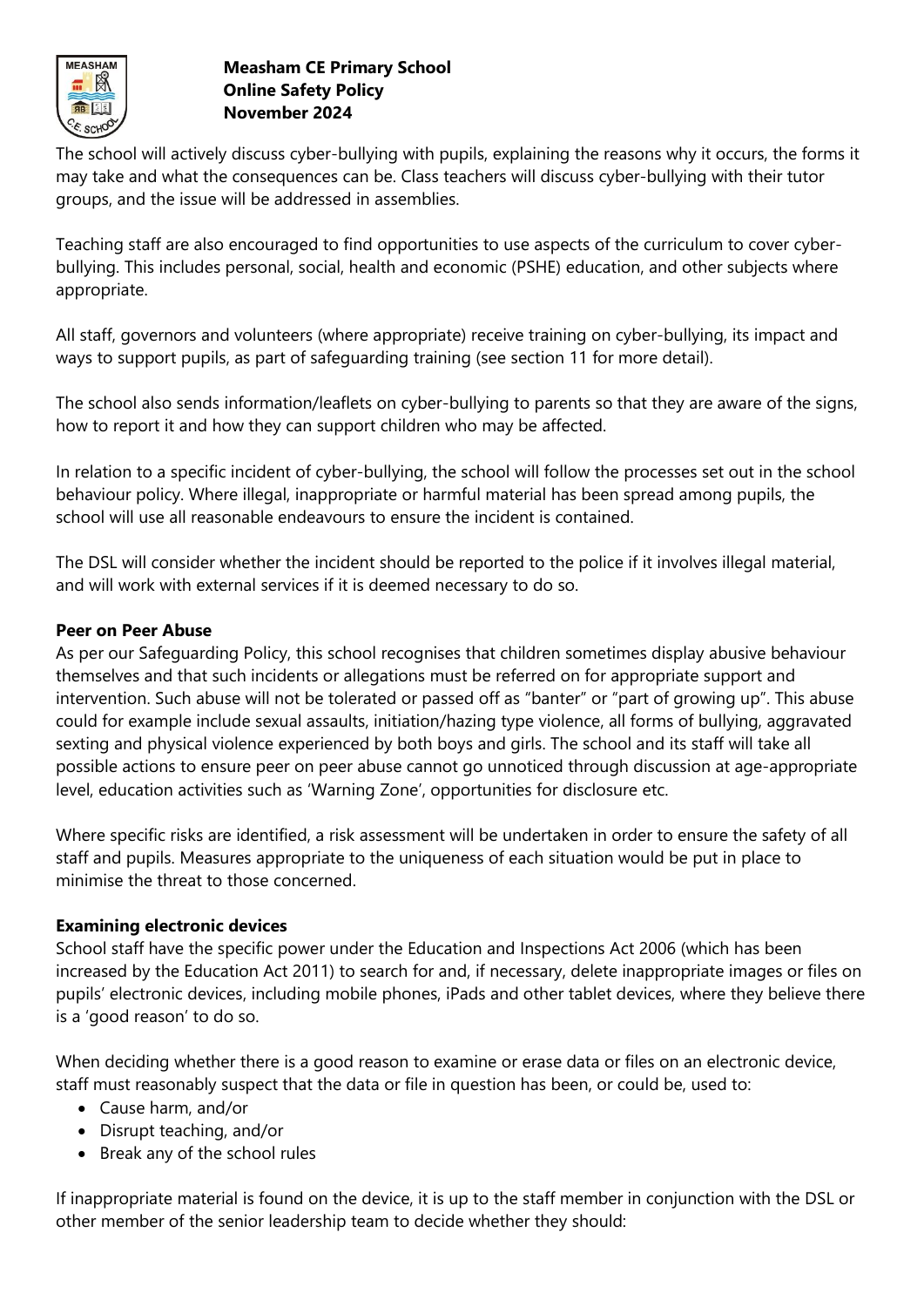The school will actively discuss cyber-bullying with pupils, explaining the reasons why it occurs, the forms it may take and what the consequences can be. Class teachers will discuss cyber-bullying with their tutor groups, and the issue will be addressed in assemblies.

Teaching staff are also encouraged to find opportunities to use aspects of the curriculum to cover cyber-bullying. This includes personal, social, health and economic (PSHE) education, and other subjects where appropriate.

All staff, governors and volunteers (where appropriate) receive training on cyber-bullying, its impact and ways to support pupils, as part of safeguarding training (see section 11 for more detail).

The school also sends information/leaflets on cyber-bullying to parents so that they are aware of the signs, how to report it and how they can support children who may be affected.

In relation to a specific incident of cyber-bullying, the school will follow the processes set out in the school behaviour policy. Where illegal, inappropriate or harmful material has been spread among pupils, the school will use all reasonable endeavours to ensure the incident is contained.

The DSL will consider whether the incident should be reported to the police if it involves illegal material, and will work with external services if it is deemed necessary to do so.

**Peer on Peer Abuse**

As per our Safeguarding Policy, this school recognises that children sometimes display abusive behaviour themselves and that such incidents or allegations must be referred on for appropriate support and intervention. Such abuse will not be tolerated or passed off as "banter" or "part of growing up". This abuse could for example include sexual assaults, initiation/hazing type violence, all forms of bullying, aggravated sexting and physical violence experienced by both boys and girls. The school and its staff will take all possible actions to ensure peer on peer abuse cannot go unnoticed through discussion at age-appropriate level, education activities such as 'Warning Zone', opportunities for disclosure etc.

Where specific risks are identified, a risk assessment will be undertaken in order to ensure the safety of all staff and pupils. Measures appropriate to the uniqueness of each situation would be put in place to minimise the threat to those concerned.

**Examining electronic devices**

School staff have the specific power under the Education and Inspections Act 2006 (which has been increased by the Education Act 2011) to search for and, if necessary, delete inappropriate images or files on pupils' electronic devices, including mobile phones, iPads and other tablet devices, where they believe there is a 'good reason' to do so.

When deciding whether there is a good reason to examine or erase data or files on an electronic device, staff must reasonably suspect that the data or file in question has been, or could be, used to:

- Cause harm, and/or
- Disrupt teaching, and/or
- Break any of the school rules

If inappropriate material is found on the device, it is up to the staff member in conjunction with the DSL or other member of the senior leadership team to decide whether they should: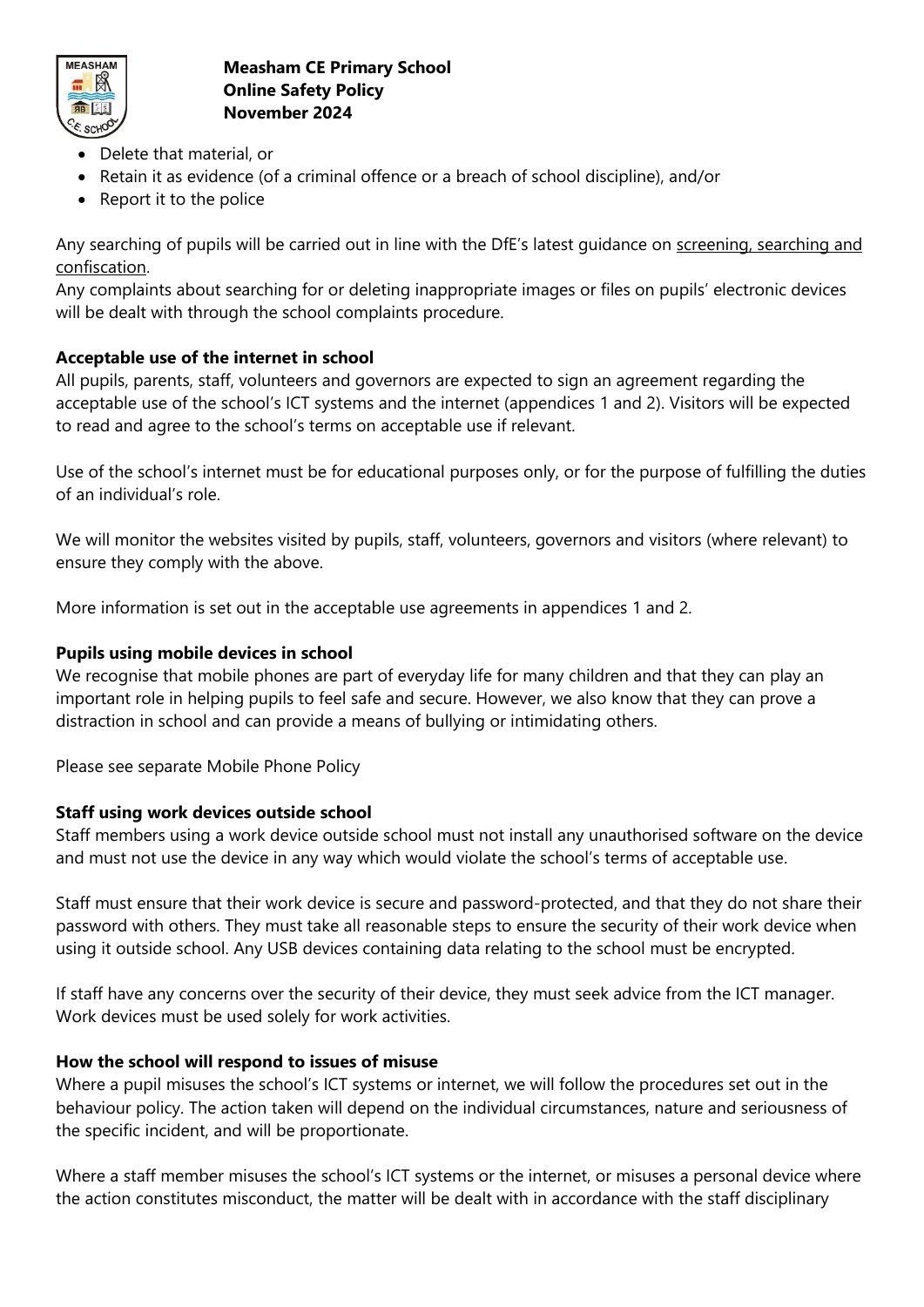- Delete that material, or
- Retain it as evidence (of a criminal offence or a breach of school discipline), and/or
- Report it to the police

Any searching of pupils will be carried out in line with the DfE's latest guidance on screening, searching and confiscation.
Any complaints about searching for or deleting inappropriate images or files on pupils' electronic devices will be dealt with through the school complaints procedure.

**Acceptable use of the internet in school**
All pupils, parents, staff, volunteers and governors are expected to sign an agreement regarding the acceptable use of the school's ICT systems and the internet (appendices 1 and 2). Visitors will be expected to read and agree to the school's terms on acceptable use if relevant.

Use of the school's internet must be for educational purposes only, or for the purpose of fulfilling the duties of an individual's role.

We will monitor the websites visited by pupils, staff, volunteers, governors and visitors (where relevant) to ensure they comply with the above.

More information is set out in the acceptable use agreements in appendices 1 and 2.

**Pupils using mobile devices in school**
We recognise that mobile phones are part of everyday life for many children and that they can play an important role in helping pupils to feel safe and secure. However, we also know that they can prove a distraction in school and can provide a means of bullying or intimidating others.

Please see separate Mobile Phone Policy

**Staff using work devices outside school**
Staff members using a work device outside school must not install any unauthorised software on the device and must not use the device in any way which would violate the school's terms of acceptable use.

Staff must ensure that their work device is secure and password-protected, and that they do not share their password with others. They must take all reasonable steps to ensure the security of their work device when using it outside school. Any USB devices containing data relating to the school must be encrypted.

If staff have any concerns over the security of their device, they must seek advice from the ICT manager. Work devices must be used solely for work activities.

**How the school will respond to issues of misuse**
Where a pupil misuses the school's ICT systems or internet, we will follow the procedures set out in the behaviour policy. The action taken will depend on the individual circumstances, nature and seriousness of the specific incident, and will be proportionate.

Where a staff member misuses the school's ICT systems or the internet, or misuses a personal device where the action constitutes misconduct, the matter will be dealt with in accordance with the staff disciplinary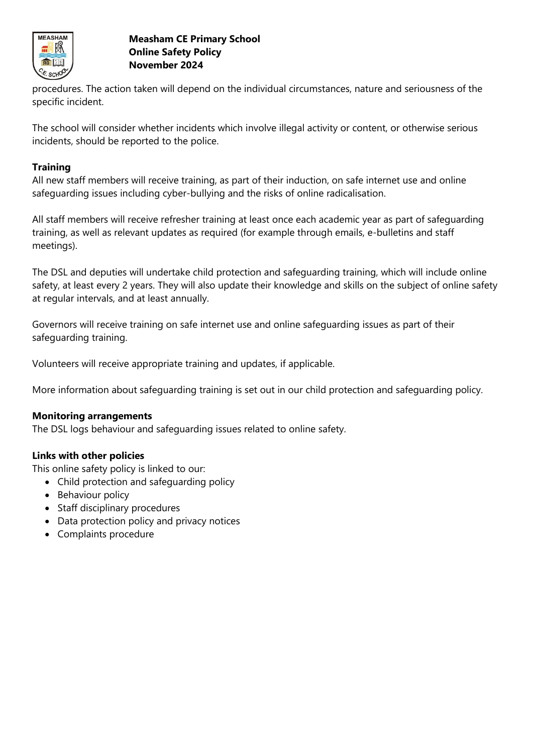procedures. The action taken will depend on the individual circumstances, nature and seriousness of the specific incident.

The school will consider whether incidents which involve illegal activity or content, or otherwise serious incidents, should be reported to the police.

**Training**

All new staff members will receive training, as part of their induction, on safe internet use and online safeguarding issues including cyber-bullying and the risks of online radicalisation.

All staff members will receive refresher training at least once each academic year as part of safeguarding training, as well as relevant updates as required (for example through emails, e-bulletins and staff meetings).

The DSL and deputies will undertake child protection and safeguarding training, which will include online safety, at least every 2 years. They will also update their knowledge and skills on the subject of online safety at regular intervals, and at least annually.

Governors will receive training on safe internet use and online safeguarding issues as part of their safeguarding training.

Volunteers will receive appropriate training and updates, if applicable.

More information about safeguarding training is set out in our child protection and safeguarding policy.

**Monitoring arrangements**

The DSL logs behaviour and safeguarding issues related to online safety.

**Links with other policies**

This online safety policy is linked to our:

- Child protection and safeguarding policy
- Behaviour policy
- Staff disciplinary procedures
- Data protection policy and privacy notices
- Complaints procedure